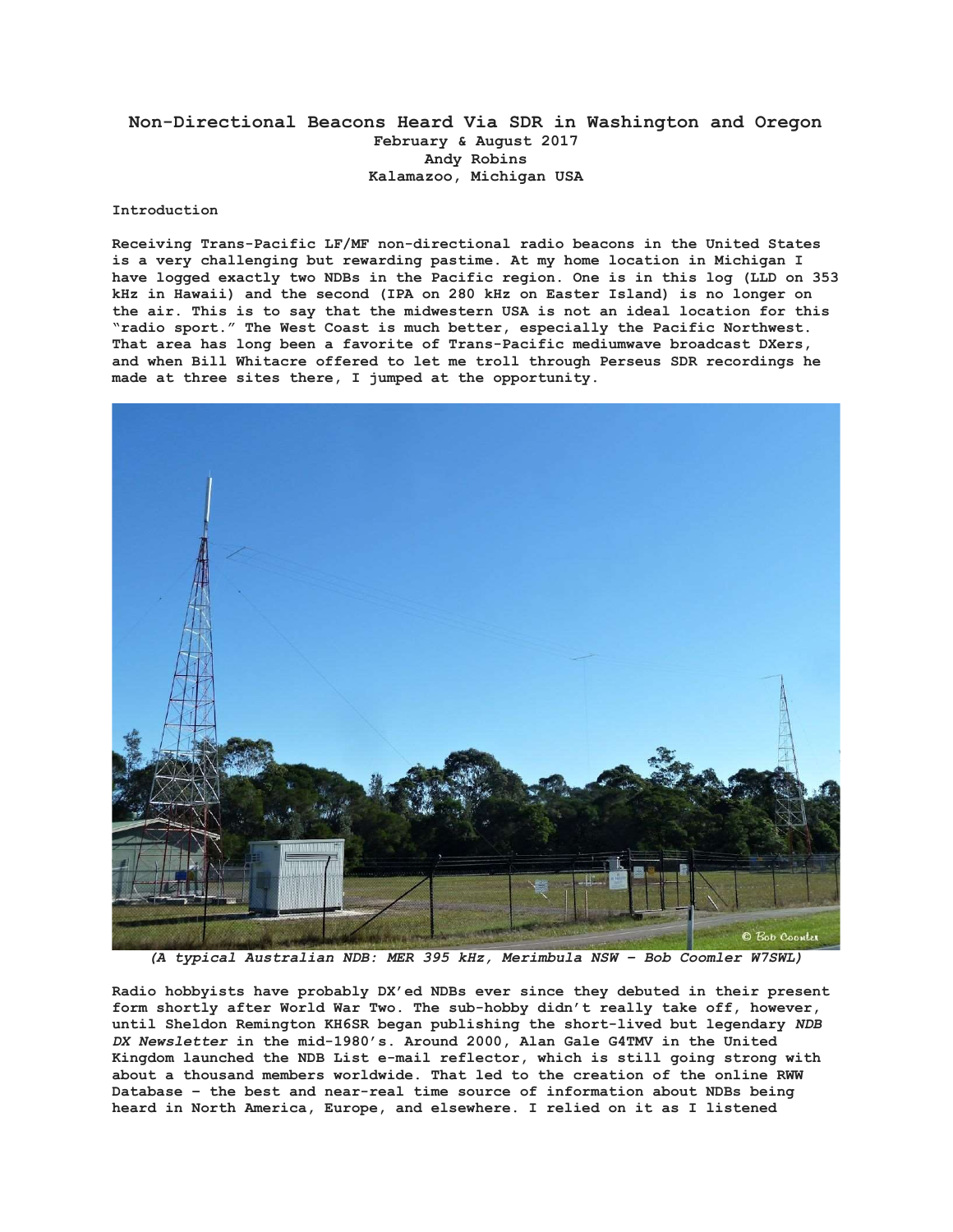# Non-Directional Beacons Heard Via SDR in Washington and Oregon

**February & August 2017**
**Andy Robins**
**Kalamazoo, Michigan USA**

## Introduction

Receiving Trans-Pacific LF/MF non-directional radio beacons in the United States is a very challenging but rewarding pastime. At my home location in Michigan I have logged exactly two NDBs in the Pacific region. One is in this log (LLD on 353 kHz in Hawaii) and the second (IPA on 280 kHz on Easter Island) is no longer on the air. This is to say that the midwestern USA is not an ideal location for this "radio sport." The West Coast is much better, especially the Pacific Northwest. That area has long been a favorite of Trans-Pacific mediumwave broadcast DXers, and when Bill Whitacre offered to let me troll through Perseus SDR recordings he made at three sites there, I jumped at the opportunity.

*(A typical Australian NDB: MER 395 kHz, Merimbula NSW – Bob Coomler W7SWL)*

Radio hobbyists have probably DX'ed NDBs ever since they debuted in their present form shortly after World War Two. The sub-hobby didn't really take off, however, until Sheldon Remington KH6SR began publishing the short-lived but legendary *NDB DX Newsletter* in the mid-1980's. Around 2000, Alan Gale G4TMV in the United Kingdom launched the NDB List e-mail reflector, which is still going strong with about a thousand members worldwide. That led to the creation of the online RWW Database – the best and near-real time source of information about NDBs being heard in North America, Europe, and elsewhere. I relied on it as I listened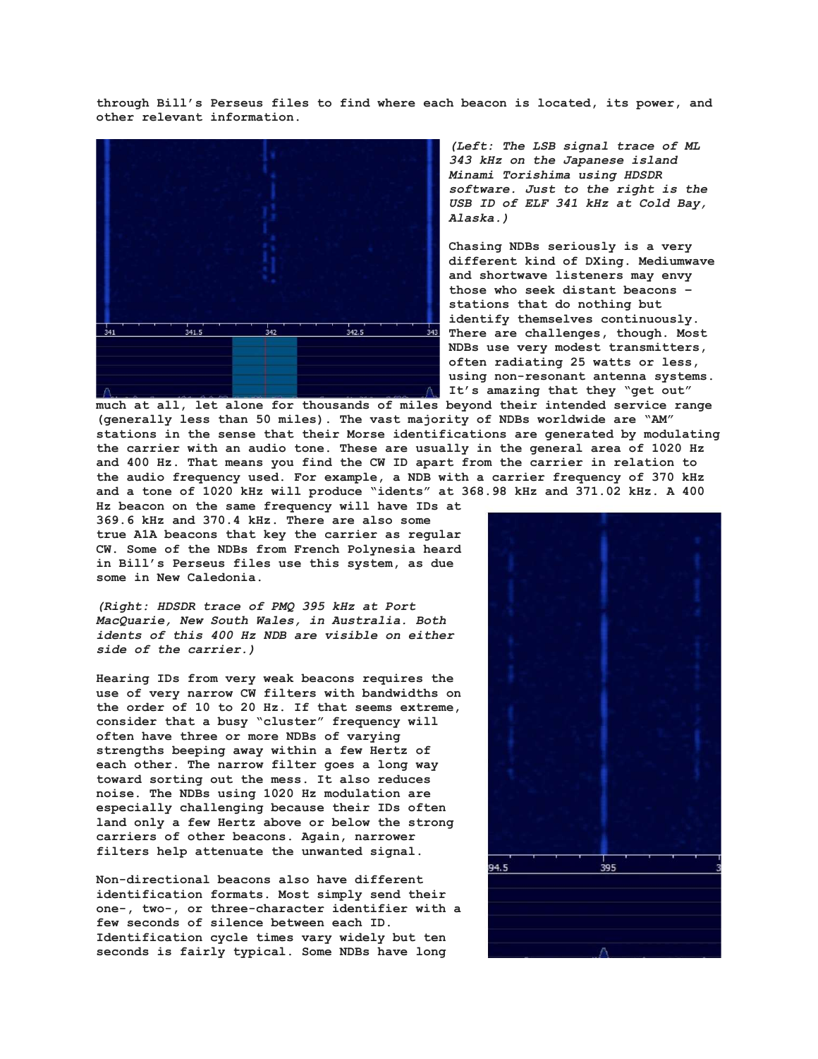through Bill's Perseus files to find where each beacon is located, its power, and other relevant information.

*(Left: The LSB signal trace of ML 343 kHz on the Japanese island Minami Torishima using HDSDR software. Just to the right is the USB ID of ELF 341 kHz at Cold Bay, Alaska.)*

Chasing NDBs seriously is a very different kind of DXing. Mediumwave and shortwave listeners may envy those who seek distant beacons – stations that do nothing but identify themselves continuously. There are challenges, though. Most NDBs use very modest transmitters, often radiating 25 watts or less, using non-resonant antenna systems. It's amazing that they "get out" much at all, let alone for thousands of miles beyond their intended service range (generally less than 50 miles). The vast majority of NDBs worldwide are "AM" stations in the sense that their Morse identifications are generated by modulating the carrier with an audio tone. These are usually in the general area of 1020 Hz and 400 Hz. That means you find the CW ID apart from the carrier in relation to the audio frequency used. For example, a NDB with a carrier frequency of 370 kHz and a tone of 1020 kHz will produce "idents" at 368.98 kHz and 371.02 kHz. A 400 Hz beacon on the same frequency will have IDs at 369.6 kHz and 370.4 kHz. There are also some true A1A beacons that key the carrier as regular CW. Some of the NDBs from French Polynesia heard in Bill's Perseus files use this system, as due some in New Caledonia.

*(Right: HDSDR trace of PMQ 395 kHz at Port MacQuarie, New South Wales, in Australia. Both idents of this 400 Hz NDB are visible on either side of the carrier.)*

Hearing IDs from very weak beacons requires the use of very narrow CW filters with bandwidths on the order of 10 to 20 Hz. If that seems extreme, consider that a busy "cluster" frequency will often have three or more NDBs of varying strengths beeping away within a few Hertz of each other. The narrow filter goes a long way toward sorting out the mess. It also reduces noise. The NDBs using 1020 Hz modulation are especially challenging because their IDs often land only a few Hertz above or below the strong carriers of other beacons. Again, narrower filters help attenuate the unwanted signal.

Non-directional beacons also have different identification formats. Most simply send their one-, two-, or three-character identifier with a few seconds of silence between each ID. Identification cycle times vary widely but ten seconds is fairly typical. Some NDBs have long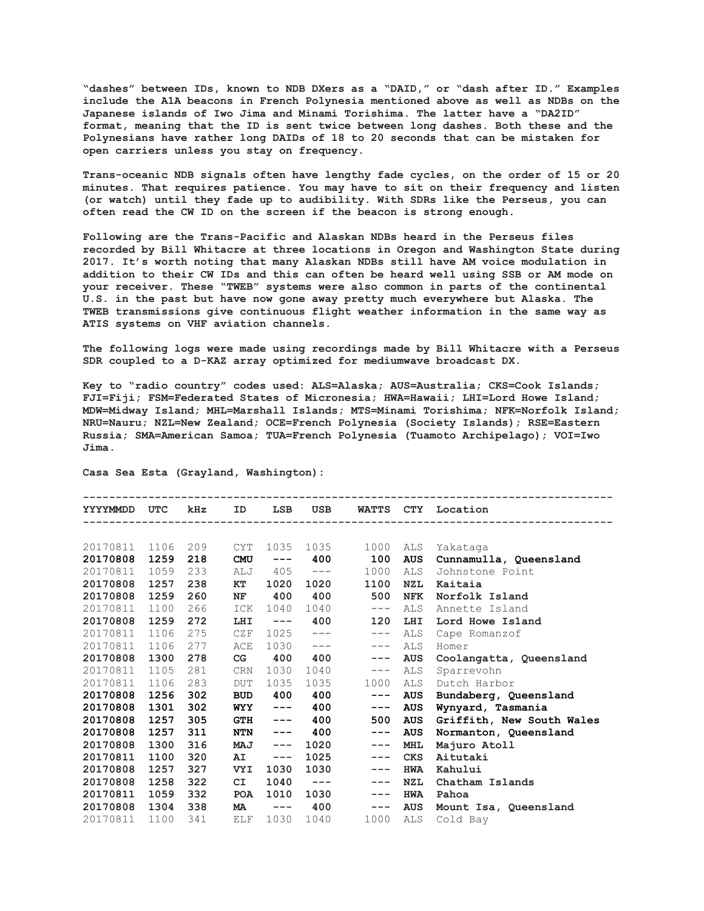**"dashes" between IDs, known to NDB DXers as a "DAID," or "dash after ID." Examples include the A1A beacons in French Polynesia mentioned above as well as NDBs on the Japanese islands of Iwo Jima and Minami Torishima. The latter have a "DA2ID" format, meaning that the ID is sent twice between long dashes. Both these and the Polynesians have rather long DAIDs of 18 to 20 seconds that can be mistaken for open carriers unless you stay on frequency.**

**Trans-oceanic NDB signals often have lengthy fade cycles, on the order of 15 or 20 minutes. That requires patience. You may have to sit on their frequency and listen (or watch) until they fade up to audibility. With SDRs like the Perseus, you can often read the CW ID on the screen if the beacon is strong enough.**

**Following are the Trans-Pacific and Alaskan NDBs heard in the Perseus files recorded by Bill Whitacre at three locations in Oregon and Washington State during 2017. It's worth noting that many Alaskan NDBs still have AM voice modulation in addition to their CW IDs and this can often be heard well using SSB or AM mode on your receiver. These "TWEB" systems were also common in parts of the continental U.S. in the past but have now gone away pretty much everywhere but Alaska. The TWEB transmissions give continuous flight weather information in the same way as ATIS systems on VHF aviation channels.**

**The following logs were made using recordings made by Bill Whitacre with a Perseus SDR coupled to a D-KAZ array optimized for mediumwave broadcast DX.**

**Key to "radio country" codes used: ALS=Alaska; AUS=Australia; CKS=Cook Islands; FJI=Fiji; FSM=Federated States of Micronesia; HWA=Hawaii; LHI=Lord Howe Island; MDW=Midway Island; MHL=Marshall Islands; MTS=Minami Torishima; NFK=Norfolk Island; NRU=Nauru; NZL=New Zealand; OCE=French Polynesia (Society Islands); RSE=Eastern Russia; SMA=American Samoa; TUA=French Polynesia (Tuamoto Archipelago); VOI=Iwo Jima.**

**Casa Sea Esta (Grayland, Washington):**

| YYYYMMDD | UTC | kHz | ID | LSB | USB | WATTS | CTY | Location |
|---|---|---|---|---|---|---|---|---|
| 20170811 | 1106 | 209 | CYT | 1035 | 1035 | 1000 | ALS | Yakataga |
| **20170808** | **1259** | **218** | **CMU** | **---** | **400** | **100** | **AUS** | **Cunnamulla, Queensland** |
| 20170811 | 1059 | 233 | ALJ | 405 | --- | 1000 | ALS | Johnstone Point |
| **20170808** | **1257** | **238** | **KT** | **1020** | **1020** | **1100** | **NZL** | **Kaitaia** |
| **20170808** | **1259** | **260** | **NF** | **400** | **400** | **500** | **NFK** | **Norfolk Island** |
| 20170811 | 1100 | 266 | ICK | 1040 | 1040 | --- | ALS | Annette Island |
| **20170808** | **1259** | **272** | **LHI** | **---** | **400** | **120** | **LHI** | **Lord Howe Is1and** |
| 20170811 | 1106 | 275 | CZF | 1025 | --- | --- | ALS | Cape Romanzof |
| 20170811 | 1106 | 277 | ACE | 1030 | --- | --- | ALS | Homer |
| **20170808** | **1300** | **278** | **CG** | **400** | **400** | **---** | **AUS** | **Coolangatta, Queensland** |
| 20170811 | 1105 | 281 | CRN | 1030 | 1040 | --- | ALS | Sparrevohn |
| 20170811 | 1106 | 283 | DUT | 1035 | 1035 | 1000 | ALS | Dutch Harbor |
| **20170808** | **1256** | **302** | **BUD** | **400** | **400** | **---** | **AUS** | **Bundaberg, Queensland** |
| **20170808** | **1301** | **302** | **WYY** | **---** | **400** | **---** | **AUS** | **Wynyard, Tasmania** |
| **20170808** | **1257** | **305** | **GTH** | **---** | **400** | **500** | **AUS** | **Griffith, New South Wales** |
| **20170808** | **1257** | **311** | **NTN** | **---** | **400** | **---** | **AUS** | **Normanton, Queensland** |
| **20170808** | **1300** | **316** | **MAJ** | **---** | **1020** | **---** | **MHL** | **Majuro Atoll** |
| **20170811** | **1100** | **320** | **AI** | **---** | **1025** | **---** | **CKS** | **Aitutaki** |
| **20170808** | **1257** | **327** | **VYI** | **1030** | **1030** | **---** | **HWA** | **Kahului** |
| **20170808** | **1258** | **322** | **CI** | **1040** | **---** | **---** | **NZL** | **Chatham Islands** |
| **20170811** | **1059** | **332** | **POA** | **1010** | **1030** | **---** | **HWA** | **Pahoa** |
| **20170808** | **1304** | **338** | **MA** | **---** | **400** | **---** | **AUS** | **Mount Isa, Queensland** |
| 20170811 | 1100 | 341 | ELF | 1030 | 1040 | 1000 | ALS | Cold Bay |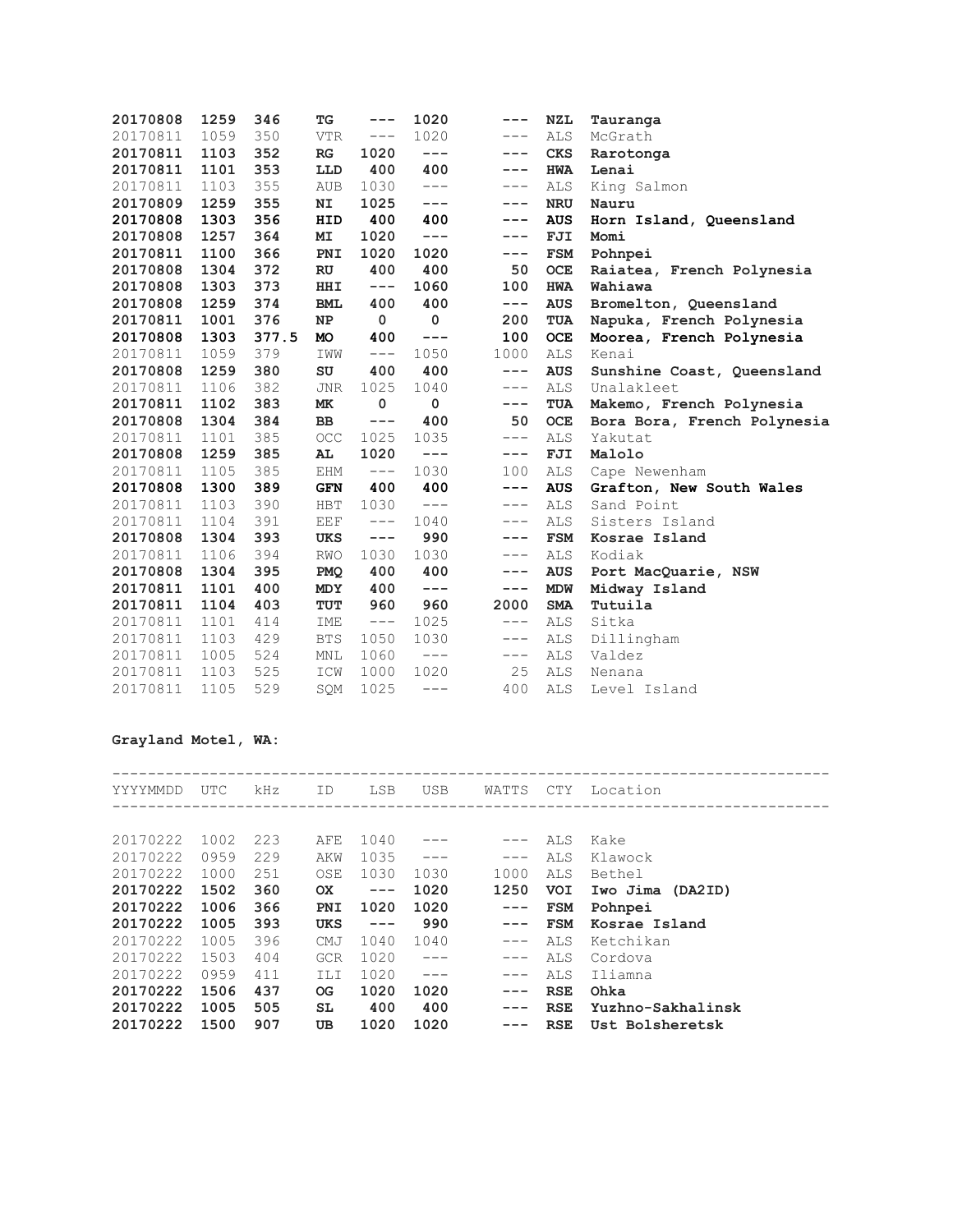| | | | | | | | | |
|---|---|---|---|---|---|---|---|---|
| **20170808** | **1259** | **346** | **TG** | **---** | **1020** | **---** | **NZL** | **Tauranga** |
| 20170811 | 1059 | 350 | VTR | --- | 1020 | --- | ALS | McGrath |
| **20170811** | **1103** | **352** | **RG** | **1020** | **---** | **---** | **CKS** | **Rarotonga** |
| **20170811** | **1101** | **353** | **LLD** | **400** | **400** | **---** | **HWA** | **Lenai** |
| 20170811 | 1103 | 355 | AUB | 1030 | --- | --- | ALS | King Salmon |
| **20170809** | **1259** | **355** | **NI** | **1025** | **---** | **---** | **NRU** | **Nauru** |
| **20170808** | **1303** | **356** | **HID** | **400** | **400** | **---** | **AUS** | **Horn Island, Queensland** |
| **20170808** | **1257** | **364** | **MI** | **1020** | **---** | **---** | **FJI** | **Momi** |
| **20170811** | **1100** | **366** | **PNI** | **1020** | **1020** | **---** | **FSM** | **Pohnpei** |
| **20170808** | **1304** | **372** | **RU** | **400** | **400** | **50** | **OCE** | **Raiatea, French Polynesia** |
| **20170808** | **1303** | **373** | **HHI** | **---** | **1060** | **100** | **HWA** | **Wahiawa** |
| **20170808** | **1259** | **374** | **BML** | **400** | **400** | **---** | **AUS** | **Bromelton, Queensland** |
| **20170811** | **1001** | **376** | **NP** | **0** | **0** | **200** | **TUA** | **Napuka, French Polynesia** |
| **20170808** | **1303** | **377.5** | **MO** | **400** | **---** | **100** | **OCE** | **Moorea, French Polynesia** |
| 20170811 | 1059 | 379 | IWW | --- | 1050 | 1000 | ALS | Kenai |
| **20170808** | **1259** | **380** | **SU** | **400** | **400** | **---** | **AUS** | **Sunshine Coast, Queensland** |
| 20170811 | 1106 | 382 | JNR | 1025 | 1040 | --- | ALS | Unalakleet |
| **20170811** | **1102** | **383** | **MK** | **0** | **0** | **---** | **TUA** | **Makemo, French Polynesia** |
| **20170808** | **1304** | **384** | **BB** | **---** | **400** | **50** | **OCE** | **Bora Bora, French Polynesia** |
| 20170811 | 1101 | 385 | OCC | 1025 | 1035 | --- | ALS | Yakutat |
| **20170808** | **1259** | **385** | **AL** | **1020** | **---** | **---** | **FJI** | **Malolo** |
| 20170811 | 1105 | 385 | EHM | --- | 1030 | 100 | ALS | Cape Newenham |
| **20170808** | **1300** | **389** | **GFN** | **400** | **400** | **---** | **AUS** | **Grafton, New South Wales** |
| 20170811 | 1103 | 390 | HBT | 1030 | --- | --- | ALS | Sand Point |
| 20170811 | 1104 | 391 | EEF | --- | 1040 | --- | ALS | Sisters Island |
| **20170808** | **1304** | **393** | **UKS** | **---** | **990** | **---** | **FSM** | **Kosrae Island** |
| 20170811 | 1106 | 394 | RWO | 1030 | 1030 | --- | ALS | Kodiak |
| **20170808** | **1304** | **395** | **PMQ** | **400** | **400** | **---** | **AUS** | **Port MacQuarie, NSW** |
| **20170811** | **1101** | **400** | **MDY** | **400** | **---** | **---** | **MDW** | **Midway Island** |
| **20170811** | **1104** | **403** | **TUT** | **960** | **960** | **2000** | **SMA** | **Tutuila** |
| 20170811 | 1101 | 414 | IME | --- | 1025 | --- | ALS | Sitka |
| 20170811 | 1103 | 429 | BTS | 1050 | 1030 | --- | ALS | Dillingham |
| 20170811 | 1005 | 524 | MNL | 1060 | --- | --- | ALS | Valdez |
| 20170811 | 1103 | 525 | ICW | 1000 | 1020 | 25 | ALS | Nenana |
| 20170811 | 1105 | 529 | SQM | 1025 | --- | 400 | ALS | Level Island |

**Grayland Motel, WA:**

| YYYYMMDD | UTC | kHz | ID | LSB | USB | WATTS | CTY | Location |
|---|---|---|---|---|---|---|---|---|
| 20170222 | 1002 | 223 | AFE | 1040 | --- | --- | ALS | Kake |
| 20170222 | 0959 | 229 | AKW | 1035 | --- | --- | ALS | Klawock |
| 20170222 | 1000 | 251 | OSE | 1030 | 1030 | 1000 | ALS | Bethel |
| **20170222** | **1502** | **360** | **OX** | **---** | **1020** | **1250** | **VOI** | **Iwo Jima (DA2ID)** |
| **20170222** | **1006** | **366** | **PNI** | **1020** | **1020** | **---** | **FSM** | **Pohnpei** |
| **20170222** | **1005** | **393** | **UKS** | **---** | **990** | **---** | **FSM** | **Kosrae Island** |
| 20170222 | 1005 | 396 | CMJ | 1040 | 1040 | --- | ALS | Ketchikan |
| 20170222 | 1503 | 404 | GCR | 1020 | --- | --- | ALS | Cordova |
| 20170222 | 0959 | 411 | ILI | 1020 | --- | --- | ALS | Iliamna |
| **20170222** | **1506** | **437** | **OG** | **1020** | **1020** | **---** | **RSE** | **Ohka** |
| **20170222** | **1005** | **505** | **SL** | **400** | **400** | **---** | **RSE** | **Yuzhno-Sakhalinsk** |
| **20170222** | **1500** | **907** | **UB** | **1020** | **1020** | **---** | **RSE** | **Ust Bolsheretsk** |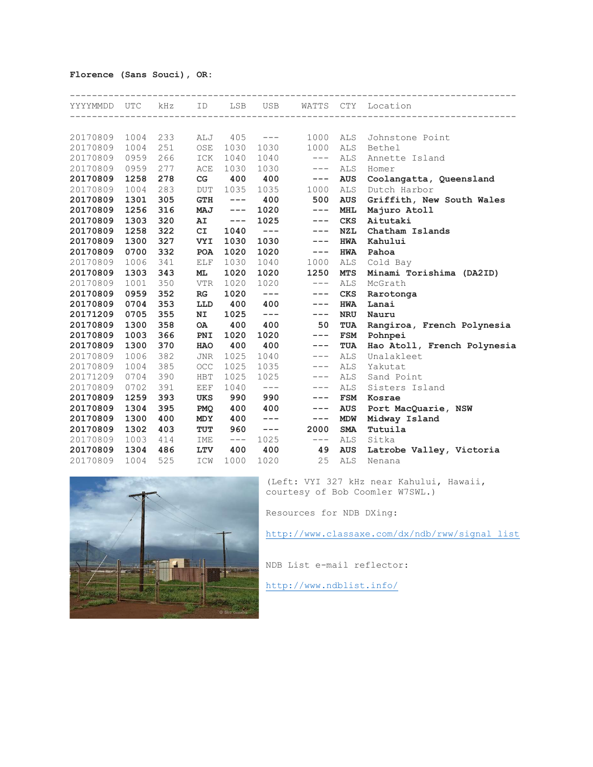**Florence (Sans Souci), OR:**

| YYYYMMDD | UTC | kHz | ID | LSB | USB | WATTS | CTY | Location |
|---|---|---|---|---|---|---|---|---|
| 20170809 | 1004 | 233 | ALJ | 405 | --- | 1000 | ALS | Johnstone Point |
| 20170809 | 1004 | 251 | OSE | 1030 | 1030 | 1000 | ALS | Bethel |
| 20170809 | 0959 | 266 | ICK | 1040 | 1040 | --- | ALS | Annette Island |
| 20170809 | 0959 | 277 | ACE | 1030 | 1030 | --- | ALS | Homer |
| **20170809** | **1258** | **278** | **CG** | **400** | **400** | **---** | **AUS** | **Coolangatta, Queensland** |
| 20170809 | 1004 | 283 | DUT | 1035 | 1035 | 1000 | ALS | Dutch Harbor |
| **20170809** | **1301** | **305** | **GTH** | **---** | **400** | **500** | **AUS** | **Griffith, New South Wales** |
| **20170809** | **1256** | **316** | **MAJ** | **---** | **1020** | **---** | **MHL** | **Majuro Atoll** |
| **20170809** | **1303** | **320** | **AI** | **---** | **1025** | **---** | **CKS** | **Aitutaki** |
| **20170809** | **1258** | **322** | **CI** | **1040** | **---** | **---** | **NZL** | **Chatham Islands** |
| **20170809** | **1300** | **327** | **VYI** | **1030** | **1030** | **---** | **HWA** | **Kahului** |
| **20170809** | **0700** | **332** | **POA** | **1020** | **1020** | **---** | **HWA** | **Pahoa** |
| 20170809 | 1006 | 341 | ELF | 1030 | 1040 | 1000 | ALS | Cold Bay |
| **20170809** | **1303** | **343** | **ML** | **1020** | **1020** | **1250** | **MTS** | **Minami Torishima (DA2ID)** |
| 20170809 | 1001 | 350 | VTR | 1020 | 1020 | --- | ALS | McGrath |
| **20170809** | **0959** | **352** | **RG** | **1020** | **---** | **---** | **CKS** | **Rarotonga** |
| **20170809** | **0704** | **353** | **LLD** | **400** | **400** | **---** | **HWA** | **Lanai** |
| **20171209** | **0705** | **355** | **NI** | **1025** | **---** | **---** | **NRU** | **Nauru** |
| **20170809** | **1300** | **358** | **OA** | **400** | **400** | **50** | **TUA** | **Rangiroa, French Polynesia** |
| **20170809** | **1003** | **366** | **PNI** | **1020** | **1020** | **---** | **FSM** | **Pohnpei** |
| **20170809** | **1300** | **370** | **HAO** | **400** | **400** | **---** | **TUA** | **Hao Atoll, French Polynesia** |
| 20170809 | 1006 | 382 | JNR | 1025 | 1040 | --- | ALS | Unalakleet |
| 20170809 | 1004 | 385 | OCC | 1025 | 1035 | --- | ALS | Yakutat |
| 20171209 | 0704 | 390 | HBT | 1025 | 1025 | --- | ALS | Sand Point |
| 20170809 | 0702 | 391 | EEF | 1040 | --- | --- | ALS | Sisters Island |
| **20170809** | **1259** | **393** | **UKS** | **990** | **990** | **---** | **FSM** | **Kosrae** |
| **20170809** | **1304** | **395** | **PMQ** | **400** | **400** | **---** | **AUS** | **Port MacQuarie, NSW** |
| **20170809** | **1300** | **400** | **MDY** | **400** | **---** | **---** | **MDW** | **Midway Island** |
| **20170809** | **1302** | **403** | **TUT** | **960** | **---** | **2000** | **SMA** | **Tutuila** |
| 20170809 | 1003 | 414 | IME | --- | 1025 | --- | ALS | Sitka |
| **20170809** | **1304** | **486** | **LTV** | **400** | **400** | **49** | **AUS** | **Latrobe Valley, Victoria** |
| 20170809 | 1004 | 525 | ICW | 1000 | 1020 | 25 | ALS | Nenana |

(Left: VYI 327 kHz near Kahului, Hawaii, courtesy of Bob Coomler W7SWL.)

Resources for NDB DXing:

http://www.classaxe.com/dx/ndb/rww/signal_list

NDB List e-mail reflector:

http://www.ndblist.info/